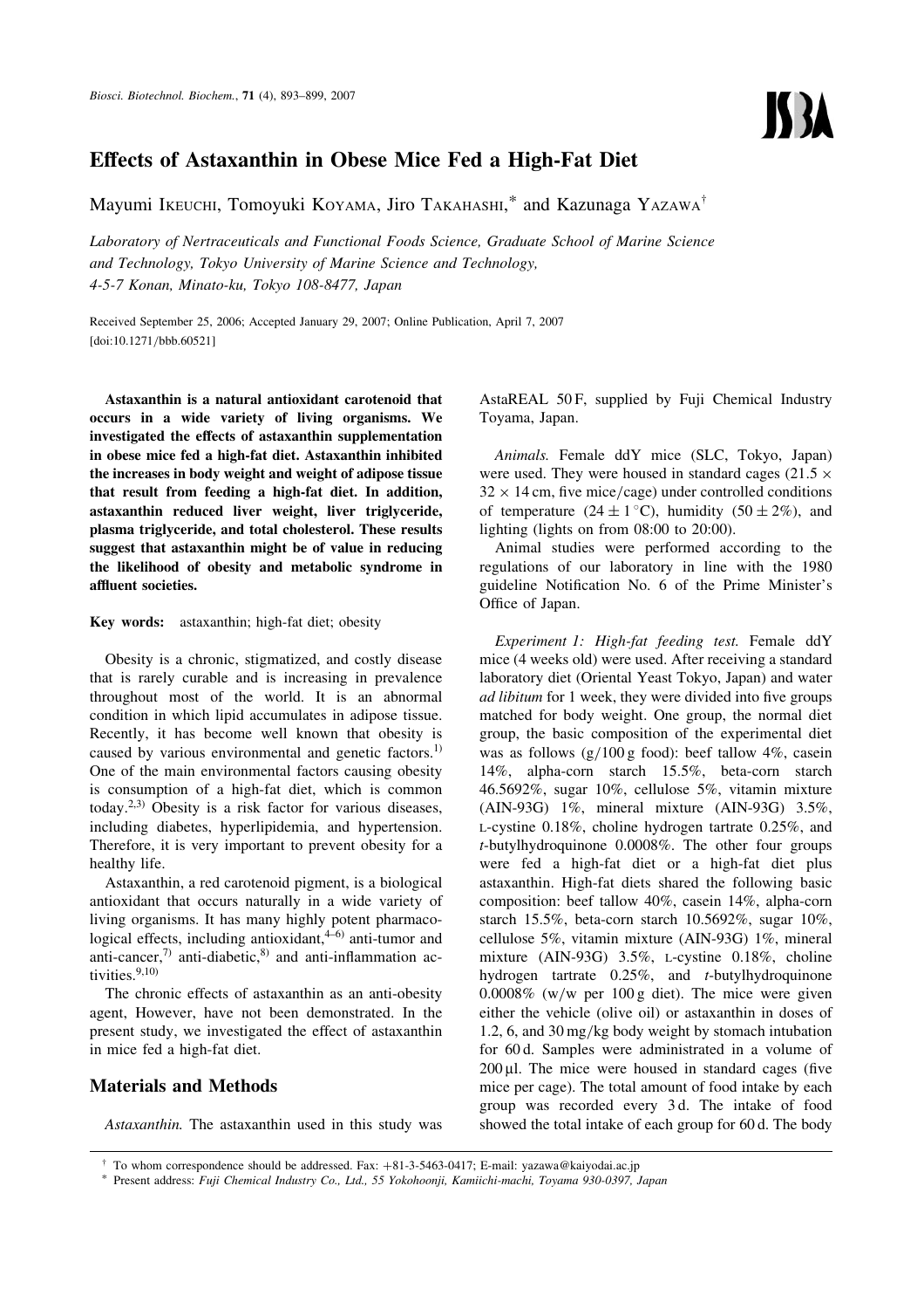# Effects of Astaxanthin in Obese Mice Fed a High-Fat Diet

Mayumi Ikeuchi, Tomoyuki Koyama, Jiro Takahashi,* and Kazunaga Yazawa†

*Laboratory of Nertraceuticals and Functional Foods Science, Graduate School of Marine Science and Technology, Tokyo University of Marine Science and Technology, 4-5-7 Konan, Minato-ku, Tokyo 108-8477, Japan*

Received September 25, 2006; Accepted January 29, 2007; Online Publication, April 7, 2007
[doi:10.1271/bbb.60521]

**Astaxanthin is a natural antioxidant carotenoid that occurs in a wide variety of living organisms. We investigated the effects of astaxanthin supplementation in obese mice fed a high-fat diet. Astaxanthin inhibited the increases in body weight and weight of adipose tissue that result from feeding a high-fat diet. In addition, astaxanthin reduced liver weight, liver triglyceride, plasma triglyceride, and total cholesterol. These results suggest that astaxanthin might be of value in reducing the likelihood of obesity and metabolic syndrome in affluent societies.**

**Key words:** astaxanthin; high-fat diet; obesity

Obesity is a chronic, stigmatized, and costly disease that is rarely curable and is increasing in prevalence throughout most of the world. It is an abnormal condition in which lipid accumulates in adipose tissue. Recently, it has become well known that obesity is caused by various environmental and genetic factors.[1] One of the main environmental factors causing obesity is consumption of a high-fat diet, which is common today.[2,3] Obesity is a risk factor for various diseases, including diabetes, hyperlipidemia, and hypertension. Therefore, it is very important to prevent obesity for a healthy life.

Astaxanthin, a red carotenoid pigment, is a biological antioxidant that occurs naturally in a wide variety of living organisms. It has many highly potent pharmacological effects, including antioxidant,[4–6] anti-tumor and anti-cancer,[7] anti-diabetic,[8] and anti-inflammation activities.[9,10]

The chronic effects of astaxanthin as an anti-obesity agent, However, have not been demonstrated. In the present study, we investigated the effect of astaxanthin in mice fed a high-fat diet.

## Materials and Methods

*Astaxanthin.* The astaxanthin used in this study was AstaREAL 50 F, supplied by Fuji Chemical Industry Toyama, Japan.

*Animals.* Female ddY mice (SLC, Tokyo, Japan) were used. They were housed in standard cages ($21.5 \times 32 \times 14$ cm, five mice/cage) under controlled conditions of temperature ($24 \pm 1\,^{\circ}$C), humidity ($50 \pm 2\%$), and lighting (lights on from 08:00 to 20:00).

Animal studies were performed according to the regulations of our laboratory in line with the 1980 guideline Notification No. 6 of the Prime Minister's Office of Japan.

*Experiment 1: High-fat feeding test.* Female ddY mice (4 weeks old) were used. After receiving a standard laboratory diet (Oriental Yeast Tokyo, Japan) and water *ad libitum* for 1 week, they were divided into five groups matched for body weight. One group, the normal diet group, the basic composition of the experimental diet was as follows (g/100 g food): beef tallow 4%, casein 14%, alpha-corn starch 15.5%, beta-corn starch 46.5692%, sugar 10%, cellulose 5%, vitamin mixture (AIN-93G) 1%, mineral mixture (AIN-93G) 3.5%, L-cystine 0.18%, choline hydrogen tartrate 0.25%, and *t*-butylhydroquinone 0.0008%. The other four groups were fed a high-fat diet or a high-fat diet plus astaxanthin. High-fat diets shared the following basic composition: beef tallow 40%, casein 14%, alpha-corn starch 15.5%, beta-corn starch 10.5692%, sugar 10%, cellulose 5%, vitamin mixture (AIN-93G) 1%, mineral mixture (AIN-93G) 3.5%, L-cystine 0.18%, choline hydrogen tartrate 0.25%, and *t*-butylhydroquinone 0.0008% (w/w per 100 g diet). The mice were given either the vehicle (olive oil) or astaxanthin in doses of 1.2, 6, and 30 mg/kg body weight by stomach intubation for 60 d. Samples were administrated in a volume of 200 µl. The mice were housed in standard cages (five mice per cage). The total amount of food intake by each group was recorded every 3 d. The intake of food showed the total intake of each group for 60 d. The body

† To whom correspondence should be addressed. Fax: +81-3-5463-0417; E-mail: yazawa@kaiyodai.ac.jp

\* Present address: *Fuji Chemical Industry Co., Ltd., 55 Yokohoonji, Kamiichi-machi, Toyama 930-0397, Japan*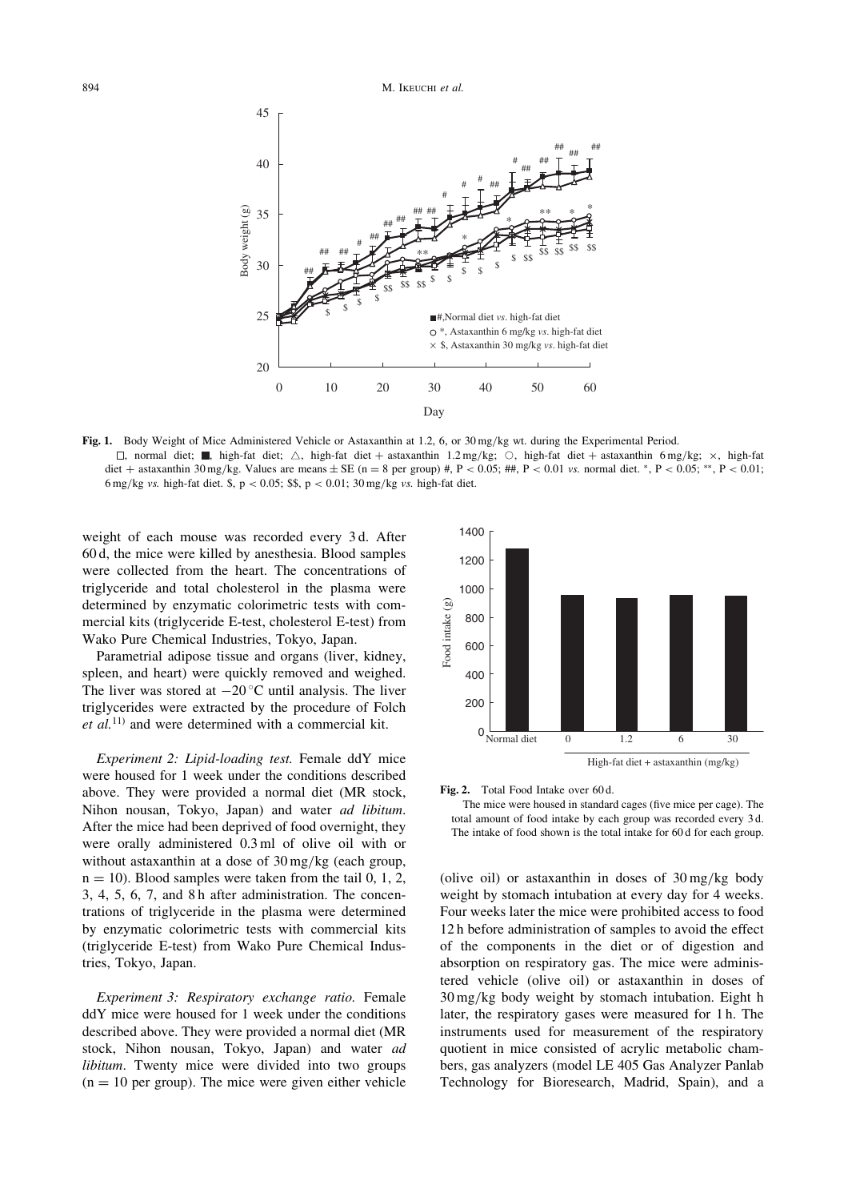**Fig. 1.** Body Weight of Mice Administered Vehicle or Astaxanthin at 1.2, 6, or 30 mg/kg wt. during the Experimental Period.

□, normal diet; ■, high-fat diet; △, high-fat diet + astaxanthin 1.2 mg/kg; ○, high-fat diet + astaxanthin 6 mg/kg; ×, high-fat diet + astaxanthin 30 mg/kg. Values are means ± SE (n = 8 per group) #, P < 0.05; ##, P < 0.01 *vs.* normal diet. *, P < 0.05; **, P < 0.01; 6 mg/kg *vs.* high-fat diet. $, p < 0.05; $$, p < 0.01; 30 mg/kg *vs.* high-fat diet.

weight of each mouse was recorded every 3 d. After 60 d, the mice were killed by anesthesia. Blood samples were collected from the heart. The concentrations of triglyceride and total cholesterol in the plasma were determined by enzymatic colorimetric tests with commercial kits (triglyceride E-test, cholesterol E-test) from Wako Pure Chemical Industries, Tokyo, Japan.

Parametrial adipose tissue and organs (liver, kidney, spleen, and heart) were quickly removed and weighed. The liver was stored at −20 °C until analysis. The liver triglycerides were extracted by the procedure of Folch *et al.*[11] and were determined with a commercial kit.

*Experiment 2: Lipid-loading test.* Female ddY mice were housed for 1 week under the conditions described above. They were provided a normal diet (MR stock, Nihon nousan, Tokyo, Japan) and water *ad libitum*. After the mice had been deprived of food overnight, they were orally administered 0.3 ml of olive oil with or without astaxanthin at a dose of 30 mg/kg (each group, n = 10). Blood samples were taken from the tail 0, 1, 2, 3, 4, 5, 6, 7, and 8 h after administration. The concentrations of triglyceride in the plasma were determined by enzymatic colorimetric tests with commercial kits (triglyceride E-test) from Wako Pure Chemical Industries, Tokyo, Japan.

*Experiment 3: Respiratory exchange ratio.* Female ddY mice were housed for 1 week under the conditions described above. They were provided a normal diet (MR stock, Nihon nousan, Tokyo, Japan) and water *ad libitum*. Twenty mice were divided into two groups (n = 10 per group). The mice were given either vehicle (olive oil) or astaxanthin in doses of 30 mg/kg body weight by stomach intubation at every day for 4 weeks. Four weeks later the mice were prohibited access to food 12 h before administration of samples to avoid the effect of the components in the diet or of digestion and absorption on respiratory gas. The mice were administered vehicle (olive oil) or astaxanthin in doses of 30 mg/kg body weight by stomach intubation. Eight h later, the respiratory gases were measured for 1 h. The instruments used for measurement of the respiratory quotient in mice consisted of acrylic metabolic chambers, gas analyzers (model LE 405 Gas Analyzer Panlab Technology for Bioresearch, Madrid, Spain), and a

**Fig. 2.** Total Food Intake over 60 d.

The mice were housed in standard cages (five mice per cage). The total amount of food intake by each group was recorded every 3 d. The intake of food shown is the total intake for 60 d for each group.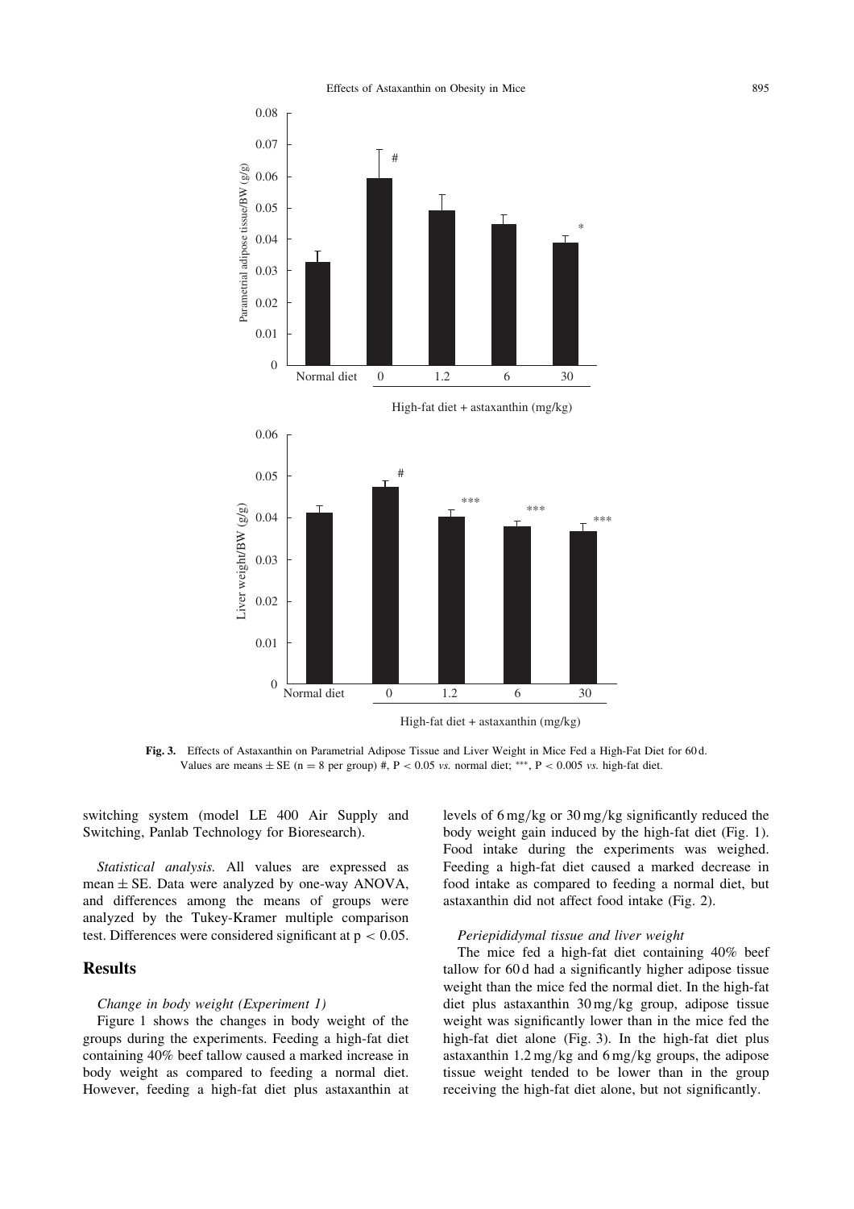Fig. 3. Effects of Astaxanthin on Parametrial Adipose Tissue and Liver Weight in Mice Fed a High-Fat Diet for 60 d.
Values are means ± SE (n = 8 per group) #, $P < 0.05$ *vs.* normal diet; ***, $P < 0.005$ *vs.* high-fat diet.

switching system (model LE 400 Air Supply and Switching, Panlab Technology for Bioresearch).

*Statistical analysis.* All values are expressed as mean ± SE. Data were analyzed by one-way ANOVA, and differences among the means of groups were analyzed by the Tukey-Kramer multiple comparison test. Differences were considered significant at $p < 0.05$.

## Results

*Change in body weight (Experiment 1)*

Figure 1 shows the changes in body weight of the groups during the experiments. Feeding a high-fat diet containing 40% beef tallow caused a marked increase in body weight as compared to feeding a normal diet. However, feeding a high-fat diet plus astaxanthin at levels of 6 mg/kg or 30 mg/kg significantly reduced the body weight gain induced by the high-fat diet (Fig. 1). Food intake during the experiments was weighed. Feeding a high-fat diet caused a marked decrease in food intake as compared to feeding a normal diet, but astaxanthin did not affect food intake (Fig. 2).

*Periepididymal tissue and liver weight*

The mice fed a high-fat diet containing 40% beef tallow for 60 d had a significantly higher adipose tissue weight than the mice fed the normal diet. In the high-fat diet plus astaxanthin 30 mg/kg group, adipose tissue weight was significantly lower than in the mice fed the high-fat diet alone (Fig. 3). In the high-fat diet plus astaxanthin 1.2 mg/kg and 6 mg/kg groups, the adipose tissue weight tended to be lower than in the group receiving the high-fat diet alone, but not significantly.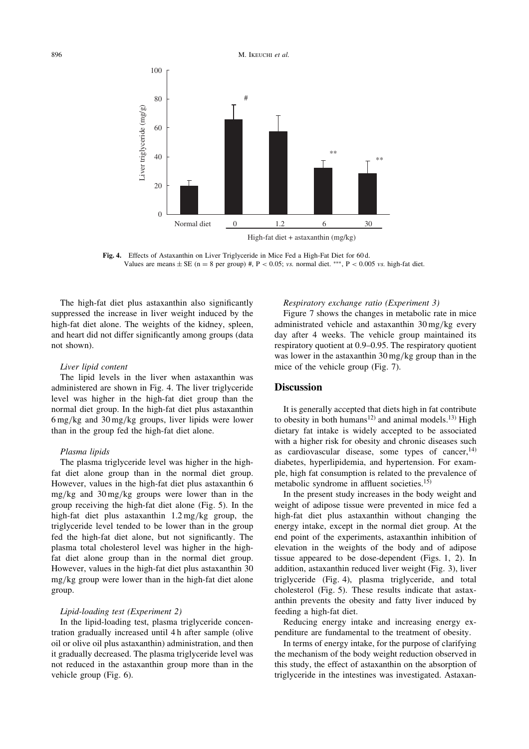**Fig. 4.** Effects of Astaxanthin on Liver Triglyceride in Mice Fed a High-Fat Diet for 60 d.
Values are means ± SE (n = 8 per group) #, $P < 0.05$; *vs.* normal diet. ***, $P < 0.005$ *vs.* high-fat diet.

The high-fat diet plus astaxanthin also significantly suppressed the increase in liver weight induced by the high-fat diet alone. The weights of the kidney, spleen, and heart did not differ significantly among groups (data not shown).

#### *Liver lipid content*

The lipid levels in the liver when astaxanthin was administered are shown in Fig. 4. The liver triglyceride level was higher in the high-fat diet group than the normal diet group. In the high-fat diet plus astaxanthin 6 mg/kg and 30 mg/kg groups, liver lipids were lower than in the group fed the high-fat diet alone.

#### *Plasma lipids*

The plasma triglyceride level was higher in the high-fat diet alone group than in the normal diet group. However, values in the high-fat diet plus astaxanthin 6 mg/kg and 30 mg/kg groups were lower than in the group receiving the high-fat diet alone (Fig. 5). In the high-fat diet plus astaxanthin 1.2 mg/kg group, the triglyceride level tended to be lower than in the group fed the high-fat diet alone, but not significantly. The plasma total cholesterol level was higher in the high-fat diet alone group than in the normal diet group. However, values in the high-fat diet plus astaxanthin 30 mg/kg group were lower than in the high-fat diet alone group.

#### *Lipid-loading test (Experiment 2)*

In the lipid-loading test, plasma triglyceride concentration gradually increased until 4 h after sample (olive oil or olive oil plus astaxanthin) administration, and then it gradually decreased. The plasma triglyceride level was not reduced in the astaxanthin group more than in the vehicle group (Fig. 6).

#### *Respiratory exchange ratio (Experiment 3)*

Figure 7 shows the changes in metabolic rate in mice administrated vehicle and astaxanthin 30 mg/kg every day after 4 weeks. The vehicle group maintained its respiratory quotient at 0.9–0.95. The respiratory quotient was lower in the astaxanthin 30 mg/kg group than in the mice of the vehicle group (Fig. 7).

## Discussion

It is generally accepted that diets high in fat contribute to obesity in both humans[12] and animal models.[13] High dietary fat intake is widely accepted to be associated with a higher risk for obesity and chronic diseases such as cardiovascular disease, some types of cancer,[14] diabetes, hyperlipidemia, and hypertension. For example, high fat consumption is related to the prevalence of metabolic syndrome in affluent societies.[15]

In the present study increases in the body weight and weight of adipose tissue were prevented in mice fed a high-fat diet plus astaxanthin without changing the energy intake, except in the normal diet group. At the end point of the experiments, astaxanthin inhibition of elevation in the weights of the body and of adipose tissue appeared to be dose-dependent (Figs. 1, 2). In addition, astaxanthin reduced liver weight (Fig. 3), liver triglyceride (Fig. 4), plasma triglyceride, and total cholesterol (Fig. 5). These results indicate that astaxanthin prevents the obesity and fatty liver induced by feeding a high-fat diet.

Reducing energy intake and increasing energy expenditure are fundamental to the treatment of obesity.

In terms of energy intake, for the purpose of clarifying the mechanism of the body weight reduction observed in this study, the effect of astaxanthin on the absorption of triglyceride in the intestines was investigated. Astaxan-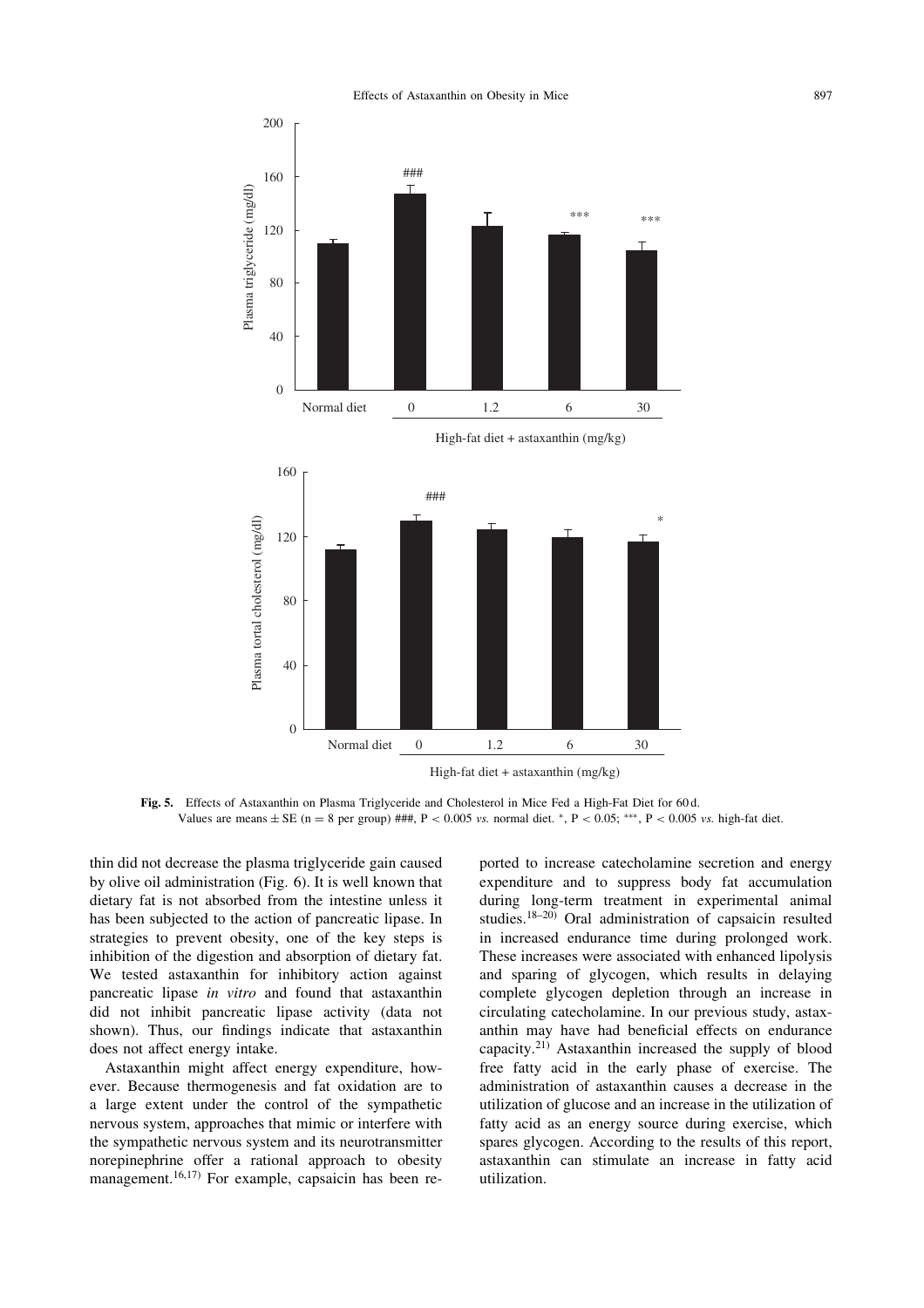Fig. 5. Effects of Astaxanthin on Plasma Triglyceride and Cholesterol in Mice Fed a High-Fat Diet for 60 d.
Values are means ± SE (n = 8 per group) ###, P < 0.005 *vs.* normal diet. *, P < 0.05; ***, P < 0.005 *vs.* high-fat diet.

thin did not decrease the plasma triglyceride gain caused by olive oil administration (Fig. 6). It is well known that dietary fat is not absorbed from the intestine unless it has been subjected to the action of pancreatic lipase. In strategies to prevent obesity, one of the key steps is inhibition of the digestion and absorption of dietary fat. We tested astaxanthin for inhibitory action against pancreatic lipase *in vitro* and found that astaxanthin did not inhibit pancreatic lipase activity (data not shown). Thus, our findings indicate that astaxanthin does not affect energy intake.

Astaxanthin might affect energy expenditure, however. Because thermogenesis and fat oxidation are to a large extent under the control of the sympathetic nervous system, approaches that mimic or interfere with the sympathetic nervous system and its neurotransmitter norepinephrine offer a rational approach to obesity management.[16,17] For example, capsaicin has been reported to increase catecholamine secretion and energy expenditure and to suppress body fat accumulation during long-term treatment in experimental animal studies.[18–20] Oral administration of capsaicin resulted in increased endurance time during prolonged work. These increases were associated with enhanced lipolysis and sparing of glycogen, which results in delaying complete glycogen depletion through an increase in circulating catecholamine. In our previous study, astaxanthin may have had beneficial effects on endurance capacity.[21] Astaxanthin increased the supply of blood free fatty acid in the early phase of exercise. The administration of astaxanthin causes a decrease in the utilization of glucose and an increase in the utilization of fatty acid as an energy source during exercise, which spares glycogen. According to the results of this report, astaxanthin can stimulate an increase in fatty acid utilization.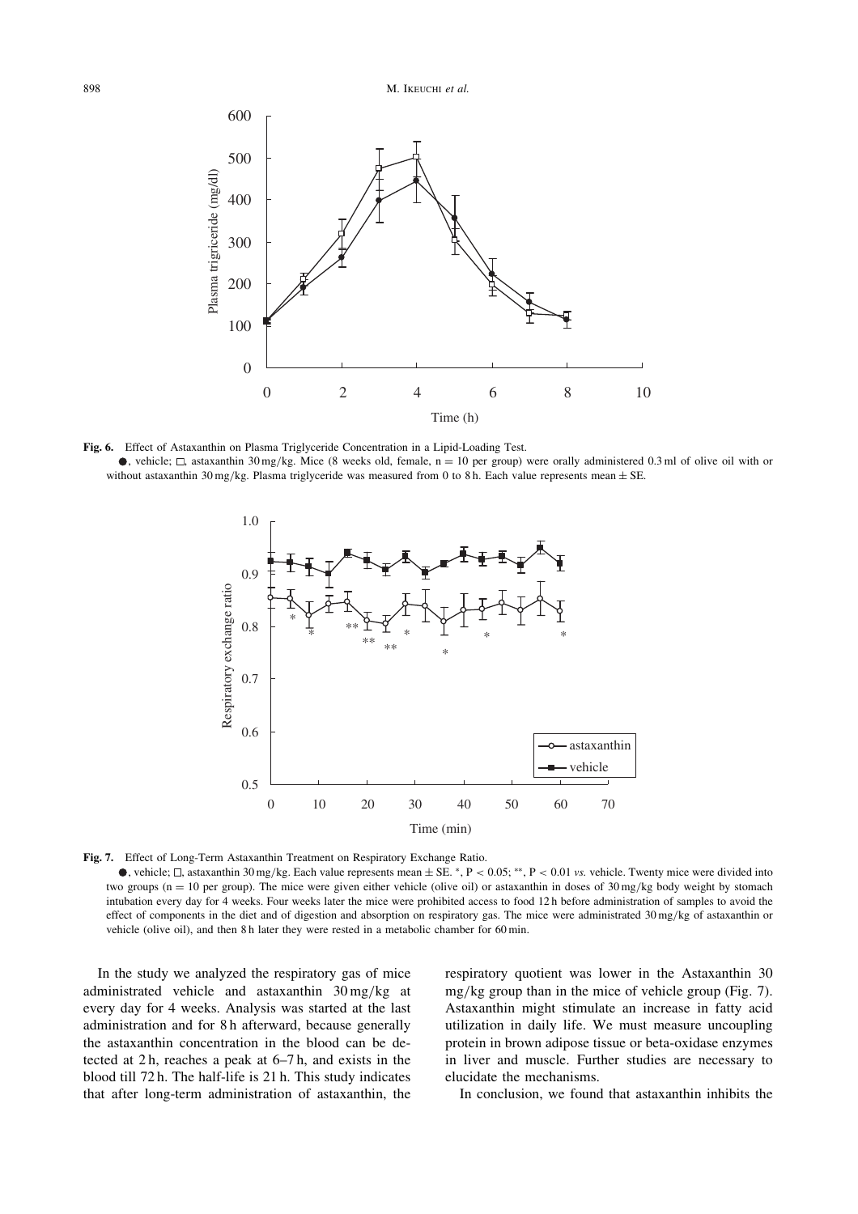**Fig. 6.** Effect of Astaxanthin on Plasma Triglyceride Concentration in a Lipid-Loading Test.

●, vehicle; □, astaxanthin 30 mg/kg. Mice (8 weeks old, female, n = 10 per group) were orally administered 0.3 ml of olive oil with or without astaxanthin 30 mg/kg. Plasma triglyceride was measured from 0 to 8 h. Each value represents mean ± SE.

**Fig. 7.** Effect of Long-Term Astaxanthin Treatment on Respiratory Exchange Ratio.

●, vehicle; □, astaxanthin 30 mg/kg. Each value represents mean ± SE. *, $P < 0.05$; **, $P < 0.01$ *vs.* vehicle. Twenty mice were divided into two groups (n = 10 per group). The mice were given either vehicle (olive oil) or astaxanthin in doses of 30 mg/kg body weight by stomach intubation every day for 4 weeks. Four weeks later the mice were prohibited access to food 12 h before administration of samples to avoid the effect of components in the diet and of digestion and absorption on respiratory gas. The mice were administrated 30 mg/kg of astaxanthin or vehicle (olive oil), and then 8 h later they were rested in a metabolic chamber for 60 min.

In the study we analyzed the respiratory gas of mice administrated vehicle and astaxanthin 30 mg/kg at every day for 4 weeks. Analysis was started at the last administration and for 8 h afterward, because generally the astaxanthin concentration in the blood can be detected at 2 h, reaches a peak at 6–7 h, and exists in the blood till 72 h. The half-life is 21 h. This study indicates that after long-term administration of astaxanthin, the respiratory quotient was lower in the Astaxanthin 30 mg/kg group than in the mice of vehicle group (Fig. 7). Astaxanthin might stimulate an increase in fatty acid utilization in daily life. We must measure uncoupling protein in brown adipose tissue or beta-oxidase enzymes in liver and muscle. Further studies are necessary to elucidate the mechanisms.

In conclusion, we found that astaxanthin inhibits the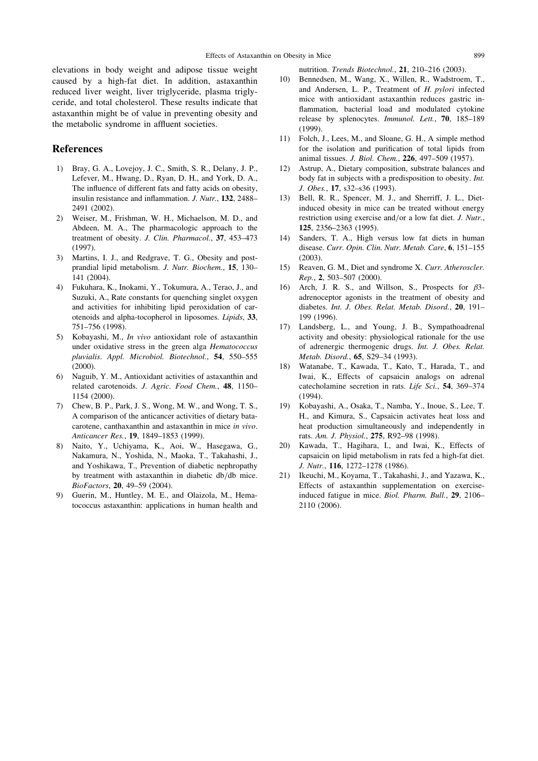elevations in body weight and adipose tissue weight caused by a high-fat diet. In addition, astaxanthin reduced liver weight, liver triglyceride, plasma triglyceride, and total cholesterol. These results indicate that astaxanthin might be of value in preventing obesity and the metabolic syndrome in affluent societies.

## References

1) Bray, G. A., Lovejoy, J. C., Smith, S. R., Delany, J. P., Lefever, M., Hwang, D., Ryan, D. H., and York, D. A., The influence of different fats and fatty acids on obesity, insulin resistance and inflammation. *J. Nutr.*, **132**, 2488–2491 (2002).
2) Weiser, M., Frishman, W. H., Michaelson, M. D., and Abdeen, M. A., The pharmacologic approach to the treatment of obesity. *J. Clin. Pharmacol.*, **37**, 453–473 (1997).
3) Martins, I. J., and Redgrave, T. G., Obesity and post-prandial lipid metabolism. *J. Nutr. Biochem.*, **15**, 130–141 (2004).
4) Fukuhara, K., Inokami, Y., Tokumura, A., Terao, J., and Suzuki, A., Rate constants for quenching singlet oxygen and activities for inhibiting lipid peroxidation of carotenoids and alpha-tocopherol in liposomes. *Lipids*, **33**, 751–756 (1998).
5) Kobayashi, M., *In vivo* antioxidant role of astaxanthin under oxidative stress in the green alga *Hematococcus pluvialis*. *Appl. Microbiol. Biotechnol.*, **54**, 550–555 (2000).
6) Naguib, Y. M., Antioxidant activities of astaxanthin and related carotenoids. *J. Agric. Food Chem.*, **48**, 1150–1154 (2000).
7) Chew, B. P., Park, J. S., Wong, M. W., and Wong, T. S., A comparison of the anticancer activities of dietary bata-carotene, canthaxanthin and astaxanthin in mice *in vivo*. *Anticancer Res.*, **19**, 1849–1853 (1999).
8) Naito, Y., Uchiyama, K., Aoi, W., Hasegawa, G., Nakamura, N., Yoshida, N., Maoka, T., Takahashi, J., and Yoshikawa, T., Prevention of diabetic nephropathy by treatment with astaxanthin in diabetic db/db mice. *BioFactors*, **20**, 49–59 (2004).
9) Guerin, M., Huntley, M. E., and Olaizola, M., Hematococcus astaxanthin: applications in human health and nutrition. *Trends Biotechnol.*, **21**, 210–216 (2003).
10) Bennedsen, M., Wang, X., Willen, R., Wadstroem, T., and Andersen, L. P., Treatment of *H. pylori* infected mice with antioxidant astaxanthin reduces gastric inflammation, bacterial load and modulated cytokine release by splenocytes. *Immunol. Lett.*, **70**, 185–189 (1999).
11) Folch, J., Lees, M., and Sloane, G. H., A simple method for the isolation and purification of total lipids from animal tissues. *J. Biol. Chem.*, **226**, 497–509 (1957).
12) Astrup, A., Dietary composition, substrate balances and body fat in subjects with a predisposition to obesity. *Int. J. Obes.*, **17**, s32–s36 (1993).
13) Bell, R. R., Spencer, M. J., and Sherriff, J. L., Diet-induced obesity in mice can be treated without energy restriction using exercise and/or a low fat diet. *J. Nutr.*, **125**, 2356–2363 (1995).
14) Sanders, T. A., High versus low fat diets in human disease. *Curr. Opin. Clin. Nutr. Metab. Care*, **6**, 151–155 (2003).
15) Reaven, G. M., Diet and syndrome X. *Curr. Atheroscler. Rep.*, **2**, 503–507 (2000).
16) Arch, J. R. S., and Willson, S., Prospects for $\beta$3-adrenoceptor agonists in the treatment of obesity and diabetes. *Int. J. Obes. Relat. Metab. Disord.*, **20**, 191–199 (1996).
17) Landsberg, L., and Young, J. B., Sympathoadrenal activity and obesity: physiological rationale for the use of adrenergic thermogenic drugs. *Int. J. Obes. Relat. Metab. Disord.*, **65**, S29–34 (1993).
18) Watanabe, T., Kawada, T., Kato, T., Harada, T., and Iwai, K., Effects of capsaicin analogs on adrenal catecholamine secretion in rats. *Life Sci.*, **54**, 369–374 (1994).
19) Kobayashi, A., Osaka, T., Namba, Y., Inoue, S., Lee, T. H., and Kimura, S., Capsaicin activates heat loss and heat production simultaneously and independently in rats. *Am. J. Physiol.*, **275**, R92–98 (1998).
20) Kawada, T., Hagihara, I., and Iwai, K., Effects of capsaicin on lipid metabolism in rats fed a high-fat diet. *J. Nutr.*, **116**, 1272–1278 (1986).
21) Ikeuchi, M., Koyama, T., Takahashi, J., and Yazawa, K., Effects of astaxanthin supplementation on exercise-induced fatigue in mice. *Biol. Pharm. Bull.*, **29**, 2106–2110 (2006).